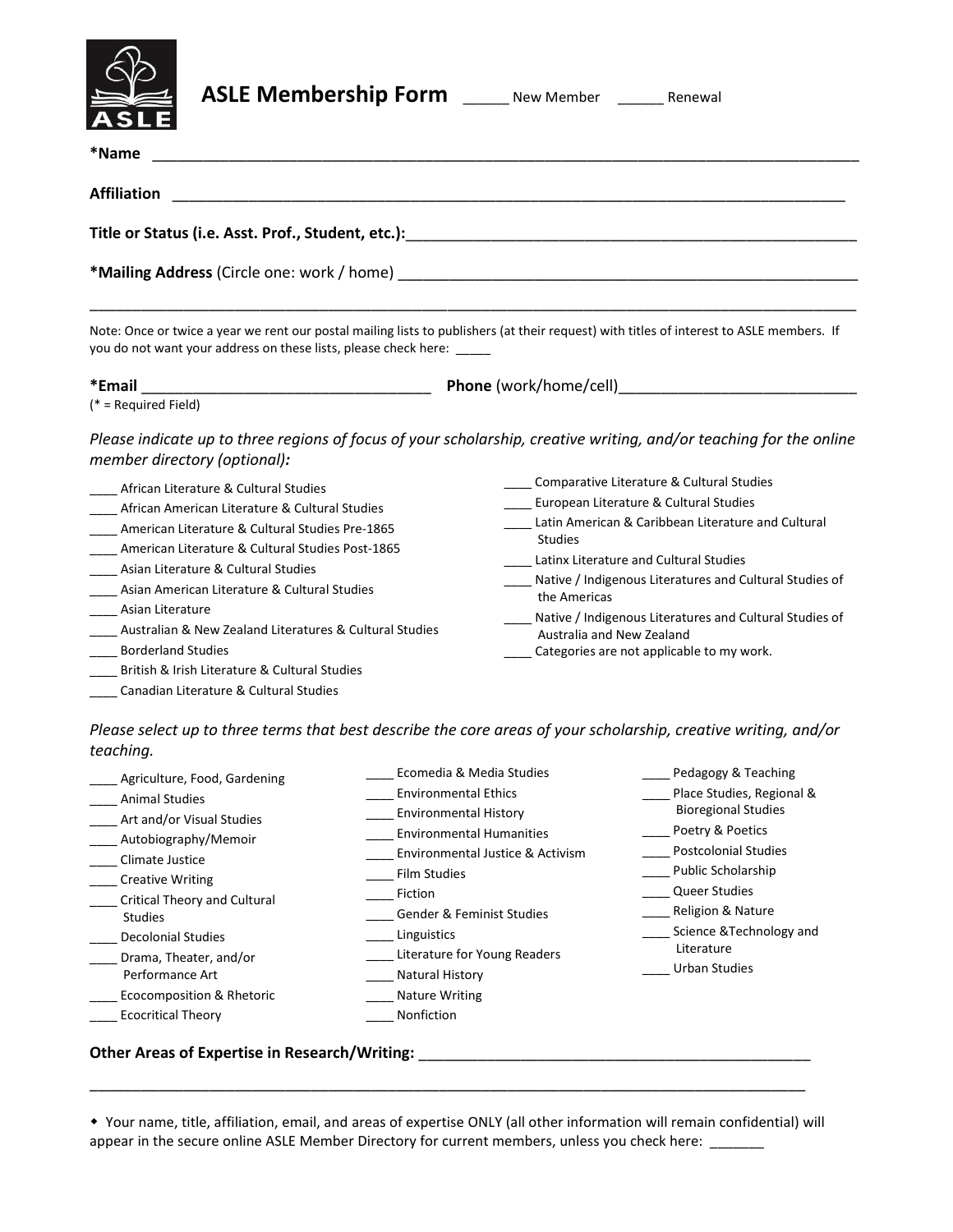# ASLE Membership Form

_____ New Member ______ Renewal

**\*Name** ______________________________________________________________________________

**Affiliation** ____________________________________________________________________________

**Title or Status (i.e. Asst. Prof., Student, etc.):**_____________________________________________________

**\*Mailing Address** (Circle one: work / home) ___________________________________________________

______________________________________________________________________________________

Note: Once or twice a year we rent our postal mailing lists to publishers (at their request) with titles of interest to ASLE members. If you do not want your address on these lists, please check here: _____

**\*Email** __________________________________ **Phone** (work/home/cell)___________________________

(* = Required Field)

*Please indicate up to three regions of focus of your scholarship, creative writing, and/or teaching for the online member directory (optional):*

____ African Literature & Cultural Studies
____ African American Literature & Cultural Studies
____ American Literature & Cultural Studies Pre-1865
____ American Literature & Cultural Studies Post-1865
____ Asian Literature & Cultural Studies
____ Asian American Literature & Cultural Studies
____ Asian Literature
____ Australian & New Zealand Literatures & Cultural Studies
____ Borderland Studies
____ British & Irish Literature & Cultural Studies
____ Canadian Literature & Cultural Studies
____ Comparative Literature & Cultural Studies
____ European Literature & Cultural Studies
____ Latin American & Caribbean Literature and Cultural Studies
____ Latinx Literature and Cultural Studies
____ Native / Indigenous Literatures and Cultural Studies of the Americas
____ Native / Indigenous Literatures and Cultural Studies of Australia and New Zealand
____ Categories are not applicable to my work.

*Please select up to three terms that best describe the core areas of your scholarship, creative writing, and/or teaching.*

____ Agriculture, Food, Gardening
____ Animal Studies
____ Art and/or Visual Studies
____ Autobiography/Memoir
____ Climate Justice
____ Creative Writing
____ Critical Theory and Cultural Studies
____ Decolonial Studies
____ Drama, Theater, and/or Performance Art
____ Ecocomposition & Rhetoric
____ Ecocritical Theory
____ Ecomedia & Media Studies
____ Environmental Ethics
____ Environmental History
____ Environmental Humanities
____ Environmental Justice & Activism
____ Film Studies
____ Fiction
____ Gender & Feminist Studies
____ Linguistics
____ Literature for Young Readers
____ Natural History
____ Nature Writing
____ Nonfiction
____ Pedagogy & Teaching
____ Place Studies, Regional & Bioregional Studies
____ Poetry & Poetics
____ Postcolonial Studies
____ Public Scholarship
____ Queer Studies
____ Religion & Nature
____ Science &Technology and Literature
____ Urban Studies

**Other Areas of Expertise in Research/Writing:** ______________________________________________

______________________________________________________________________________________

⬩ Your name, title, affiliation, email, and areas of expertise ONLY (all other information will remain confidential) will appear in the secure online ASLE Member Directory for current members, unless you check here: _______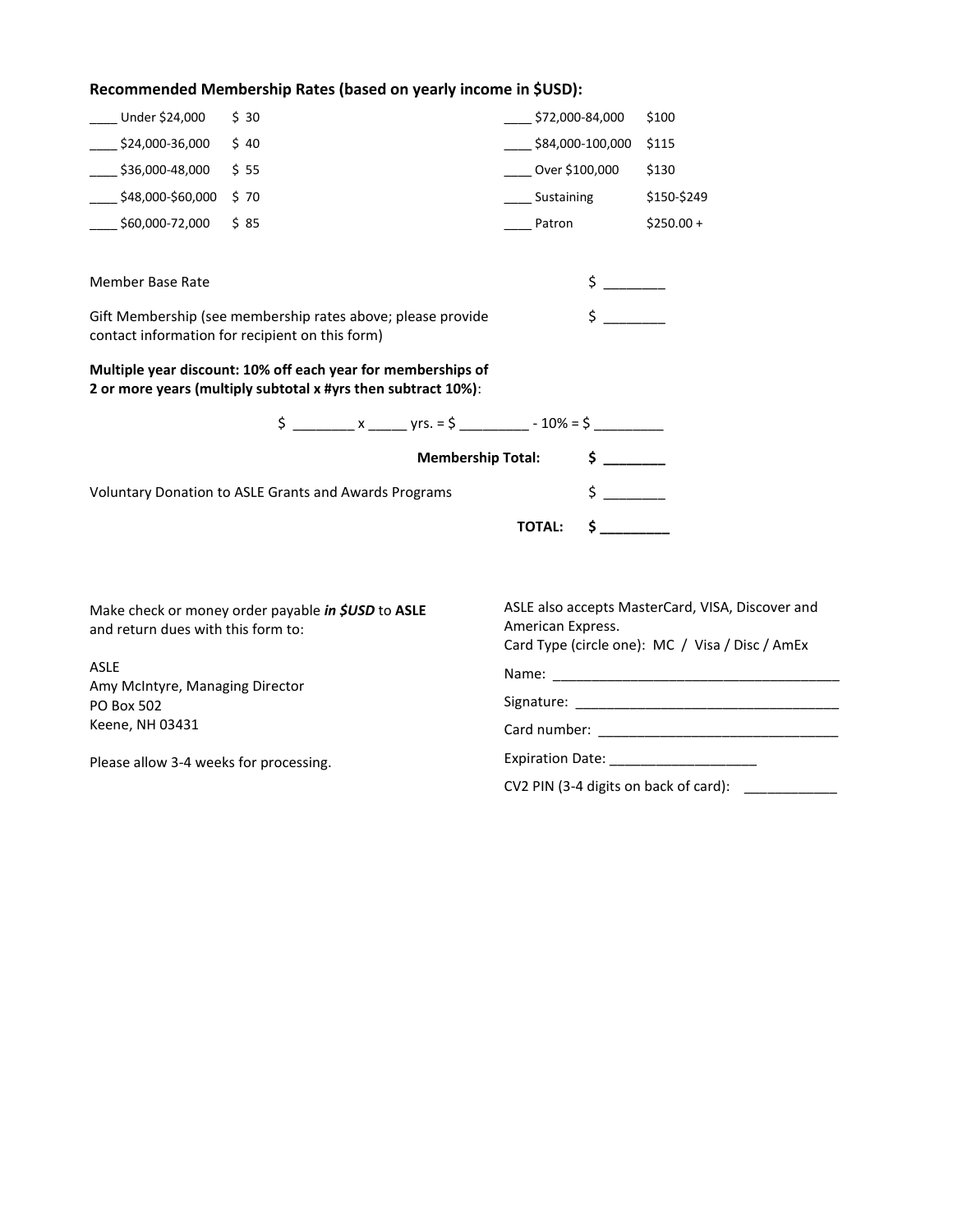**Recommended Membership Rates (based on yearly income in $USD):**

| | | | |
|---|---|---|---|
| ____ Under $24,000 | $ 30 | ____ $72,000-84,000 | $100 |
| ____ $24,000-36,000 | $ 40 | ____ $84,000-100,000 | $115 |
| ____ $36,000-48,000 | $ 55 | ____ Over $100,000 | $130 |
| ____ $48,000-$60,000 | $ 70 | ____ Sustaining | $150-$249 |
| ____ $60,000-72,000 | $ 85 | ____ Patron | $250.00 + |

Member Base Rate $ ________

Gift Membership (see membership rates above; please provide contact information for recipient on this form) $ ________

**Multiple year discount: 10% off each year for memberships of 2 or more years (multiply subtotal x #yrs then subtract 10%)**:

$ ________ x _____ yrs. = $ _________ - 10% = $ _________

**Membership Total: $ ________**

Voluntary Donation to ASLE Grants and Awards Programs $ ________

**TOTAL: $ _________**

Make check or money order payable ***in $USD*** to **ASLE** and return dues with this form to:

ASLE
Amy McIntyre, Managing Director
PO Box 502
Keene, NH 03431

Please allow 3-4 weeks for processing.

ASLE also accepts MasterCard, VISA, Discover and American Express.
Card Type (circle one): MC / Visa / Disc / AmEx

Name: ______________________________________

Signature: __________________________________

Card number: _______________________________

Expiration Date: ___________________

CV2 PIN (3-4 digits on back of card): ____________